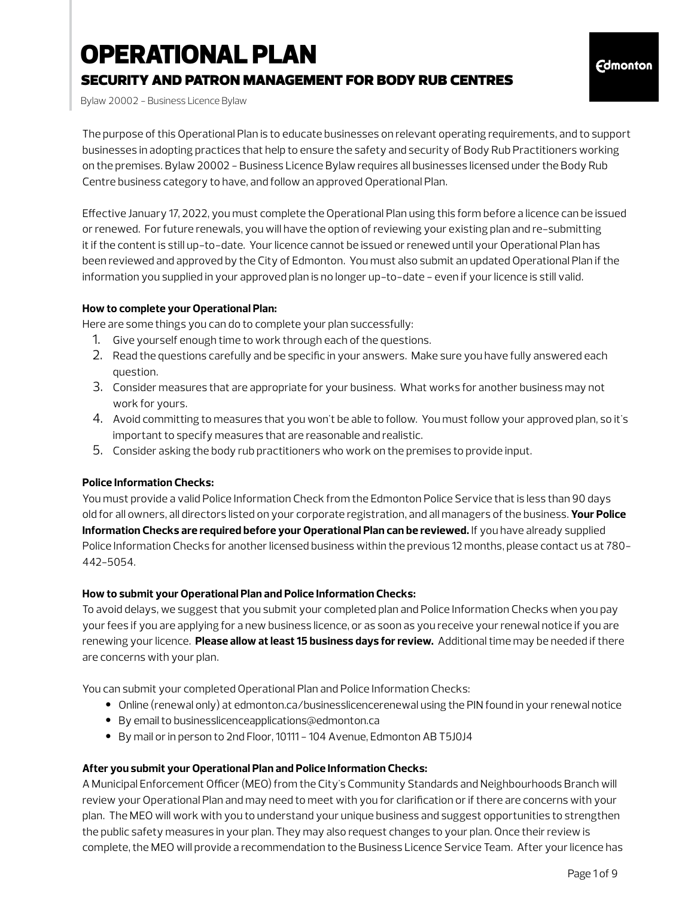# OPERATIONAL PLAN

## SECURITY AND PATRON MANAGEMENT FOR BODY RUB CENTRES

Bylaw 20002 - Business Licence Bylaw

Edmonton

The purpose of this Operational Plan is to educate businesses on relevant operating requirements, and to support businesses in adopting practices that help to ensure the safety and security of Body Rub Practitioners working on the premises. Bylaw 20002 - Business Licence Bylaw requires all businesses licensed under the Body Rub Centre business category to have, and follow an approved Operational Plan.

Effective January 17, 2022, you must complete the Operational Plan using this form before a licence can be issued or renewed. For future renewals, you will have the option of reviewing your existing plan and re-submitting it if the content is still up-to-date. Your licence cannot be issued or renewed until your Operational Plan has been reviewed and approved by the City of Edmonton. You must also submit an updated Operational Plan if the information you supplied in your approved plan is no longer up-to-date - even if your licence is still valid.

**How to complete your Operational Plan:**

Here are some things you can do to complete your plan successfully:

1. Give yourself enough time to work through each of the questions.
2. Read the questions carefully and be specific in your answers. Make sure you have fully answered each question.
3. Consider measures that are appropriate for your business. What works for another business may not work for yours.
4. Avoid committing to measures that you won't be able to follow. You must follow your approved plan, so it's important to specify measures that are reasonable and realistic.
5. Consider asking the body rub practitioners who work on the premises to provide input.

**Police Information Checks:**

You must provide a valid Police Information Check from the Edmonton Police Service that is less than 90 days old for all owners, all directors listed on your corporate registration, and all managers of the business. **Your Police Information Checks are required before your Operational Plan can be reviewed.** If you have already supplied Police Information Checks for another licensed business within the previous 12 months, please contact us at 780-442-5054.

**How to submit your Operational Plan and Police Information Checks:**

To avoid delays, we suggest that you submit your completed plan and Police Information Checks when you pay your fees if you are applying for a new business licence, or as soon as you receive your renewal notice if you are renewing your licence. **Please allow at least 15 business days for review.** Additional time may be needed if there are concerns with your plan.

You can submit your completed Operational Plan and Police Information Checks:

- Online (renewal only) at edmonton.ca/businesslicencerenewal using the PIN found in your renewal notice
- By email to businesslicenceapplications@edmonton.ca
- By mail or in person to 2nd Floor, 10111 - 104 Avenue, Edmonton AB T5J0J4

**After you submit your Operational Plan and Police Information Checks:**

A Municipal Enforcement Officer (MEO) from the City's Community Standards and Neighbourhoods Branch will review your Operational Plan and may need to meet with you for clarification or if there are concerns with your plan. The MEO will work with you to understand your unique business and suggest opportunities to strengthen the public safety measures in your plan. They may also request changes to your plan. Once their review is complete, the MEO will provide a recommendation to the Business Licence Service Team. After your licence has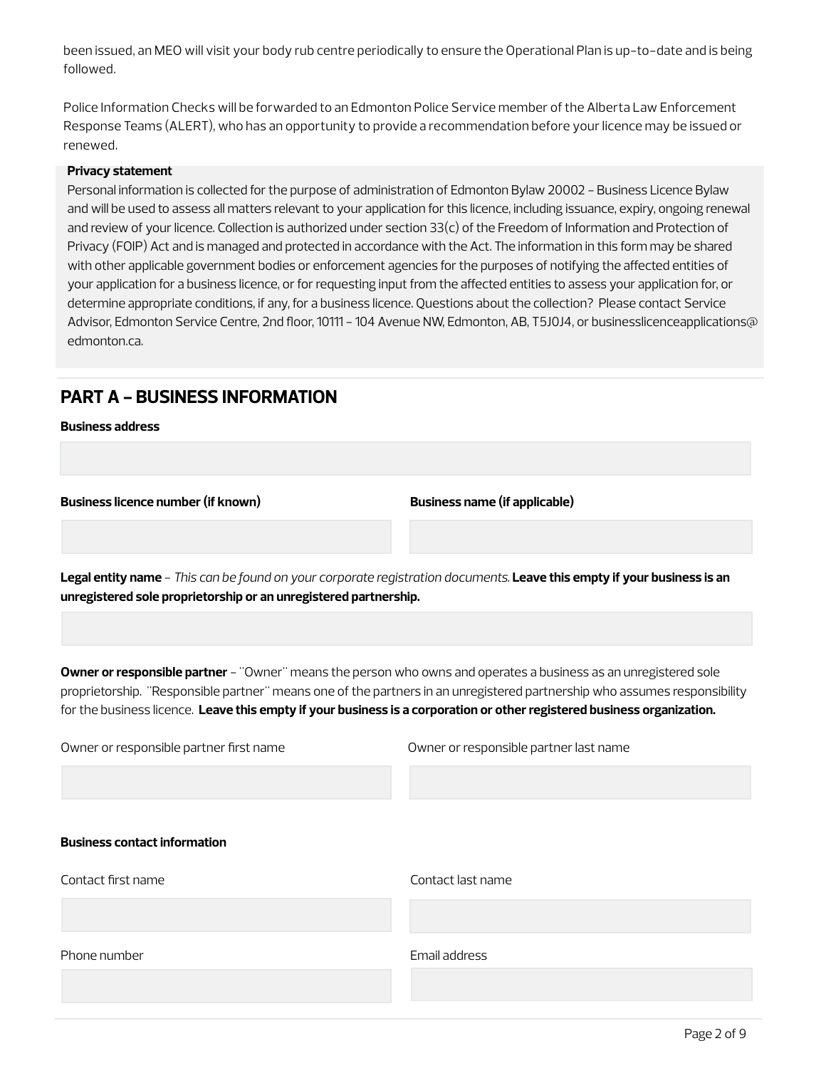been issued, an MEO will visit your body rub centre periodically to ensure the Operational Plan is up-to-date and is being followed.

Police Information Checks will be forwarded to an Edmonton Police Service member of the Alberta Law Enforcement Response Teams (ALERT), who has an opportunity to provide a recommendation before your licence may be issued or renewed.

**Privacy statement**

Personal information is collected for the purpose of administration of Edmonton Bylaw 20002 - Business Licence Bylaw and will be used to assess all matters relevant to your application for this licence, including issuance, expiry, ongoing renewal and review of your licence. Collection is authorized under section 33(c) of the Freedom of Information and Protection of Privacy (FOIP) Act and is managed and protected in accordance with the Act. The information in this form may be shared with other applicable government bodies or enforcement agencies for the purposes of notifying the affected entities of your application for a business licence, or for requesting input from the affected entities to assess your application for, or determine appropriate conditions, if any, for a business licence. Questions about the collection? Please contact Service Advisor, Edmonton Service Centre, 2nd floor, 10111 - 104 Avenue NW, Edmonton, AB, T5J0J4, or businesslicenceapplications@edmonton.ca.

## PART A - BUSINESS INFORMATION

**Business address**

**Business licence number (if known)**

**Business name (if applicable)**

**Legal entity name** - *This can be found on your corporate registration documents.* **Leave this empty if your business is an unregistered sole proprietorship or an unregistered partnership.**

**Owner or responsible partner** - "Owner" means the person who owns and operates a business as an unregistered sole proprietorship. "Responsible partner" means one of the partners in an unregistered partnership who assumes responsibility for the business licence. **Leave this empty if your business is a corporation or other registered business organization.**

Owner or responsible partner first name

Owner or responsible partner last name

**Business contact information**

Contact first name

Contact last name

Phone number

Email address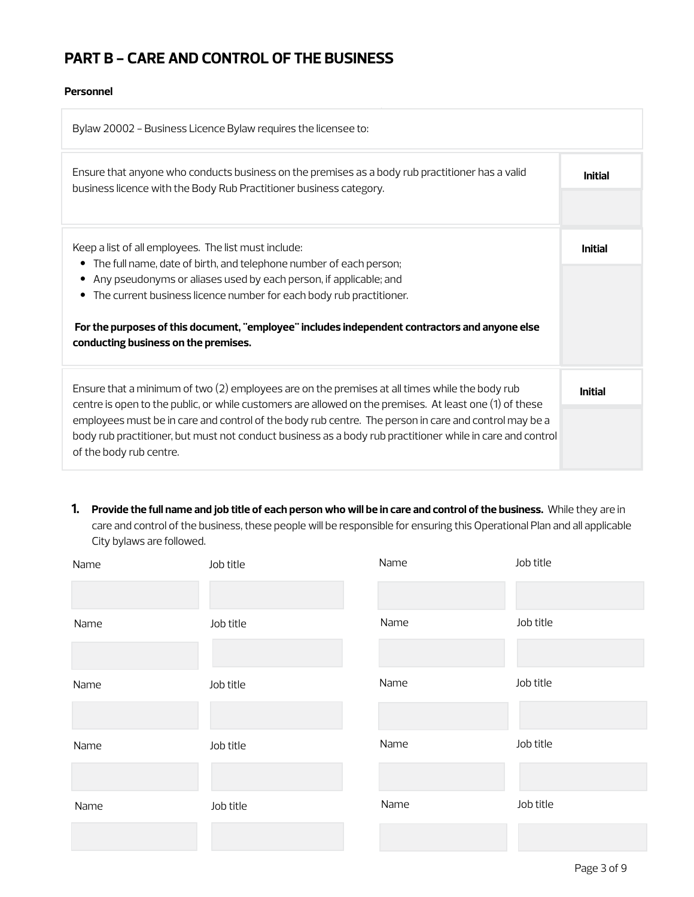## PART B – CARE AND CONTROL OF THE BUSINESS

**Personnel**

| Bylaw 20002 – Business Licence Bylaw requires the licensee to: | |
|---|---|
| Ensure that anyone who conducts business on the premises as a body rub practitioner has a valid business licence with the Body Rub Practitioner business category. | **Initial** |
| Keep a list of all employees. The list must include:<br>• The full name, date of birth, and telephone number of each person;<br>• Any pseudonyms or aliases used by each person, if applicable; and<br>• The current business licence number for each body rub practitioner.<br><br>**For the purposes of this document, "employee" includes independent contractors and anyone else conducting business on the premises.** | **Initial** |
| Ensure that a minimum of two (2) employees are on the premises at all times while the body rub centre is open to the public, or while customers are allowed on the premises. At least one (1) of these employees must be in care and control of the body rub centre. The person in care and control may be a body rub practitioner, but must not conduct business as a body rub practitioner while in care and control of the body rub centre. | **Initial** |

**1. Provide the full name and job title of each person who will be in care and control of the business.** While they are in care and control of the business, these people will be responsible for ensuring this Operational Plan and all applicable City bylaws are followed.

| Name | Job title | Name | Job title |
|---|---|---|---|
| | | | |
| | | | |
| | | | |
| | | | |
| | | | |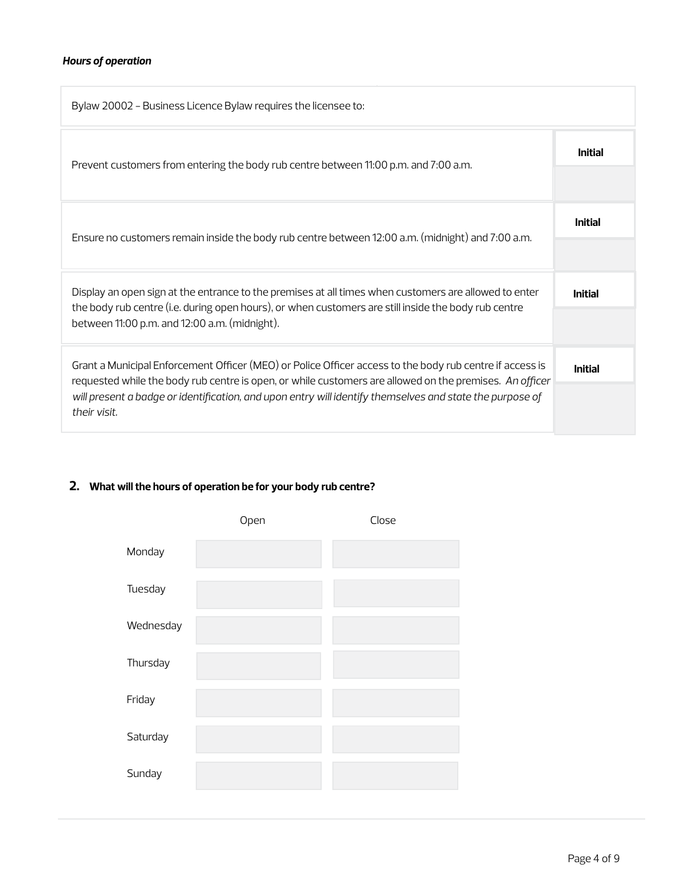***Hours of operation***

| Bylaw 20002 – Business Licence Bylaw requires the licensee to: | |
|---|---|
| Prevent customers from entering the body rub centre between 11:00 p.m. and 7:00 a.m. | **Initial** |
| Ensure no customers remain inside the body rub centre between 12:00 a.m. (midnight) and 7:00 a.m. | **Initial** |
| Display an open sign at the entrance to the premises at all times when customers are allowed to enter the body rub centre (i.e. during open hours), or when customers are still inside the body rub centre between 11:00 p.m. and 12:00 a.m. (midnight). | **Initial** |
| Grant a Municipal Enforcement Officer (MEO) or Police Officer access to the body rub centre if access is requested while the body rub centre is open, or while customers are allowed on the premises. *An officer will present a badge or identification, and upon entry will identify themselves and state the purpose of their visit.* | **Initial** |

**2. What will the hours of operation be for your body rub centre?**

| | Open | Close |
|---|---|---|
| Monday | | |
| Tuesday | | |
| Wednesday | | |
| Thursday | | |
| Friday | | |
| Saturday | | |
| Sunday | | |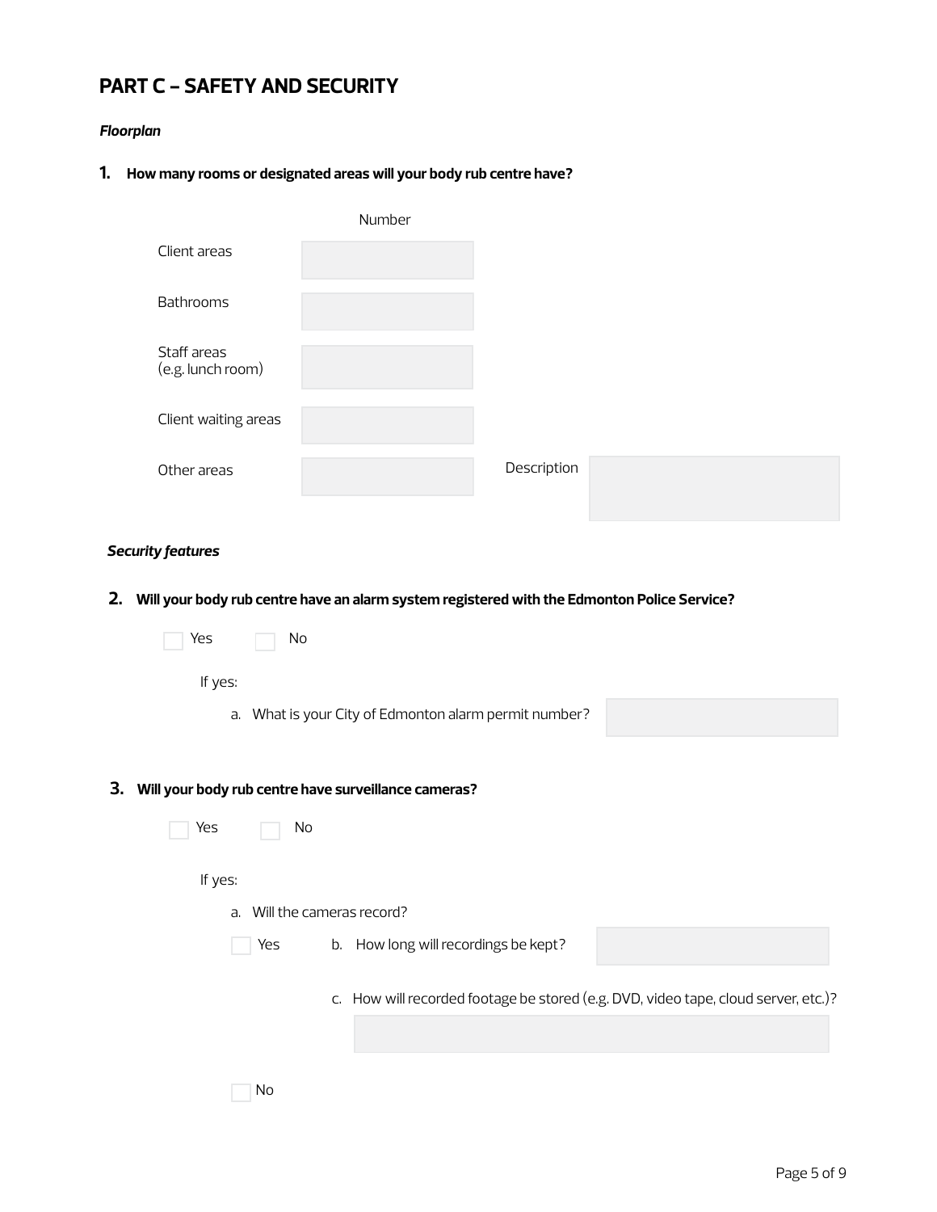# PART C – SAFETY AND SECURITY

***Floorplan***

**1. How many rooms or designated areas will your body rub centre have?**

| | Number | | |
|---|---|---|---|
| Client areas | | | |
| Bathrooms | | | |
| Staff areas (e.g. lunch room) | | | |
| Client waiting areas | | | |
| Other areas | | Description | |

***Security features***

**2. Will your body rub centre have an alarm system registered with the Edmonton Police Service?**

☐ Yes ☐ No

If yes:

a. What is your City of Edmonton alarm permit number?

**3. Will your body rub centre have surveillance cameras?**

☐ Yes ☐ No

If yes:

a. Will the cameras record?

☐ Yes

b. How long will recordings be kept?

c. How will recorded footage be stored (e.g. DVD, video tape, cloud server, etc.)?

☐ No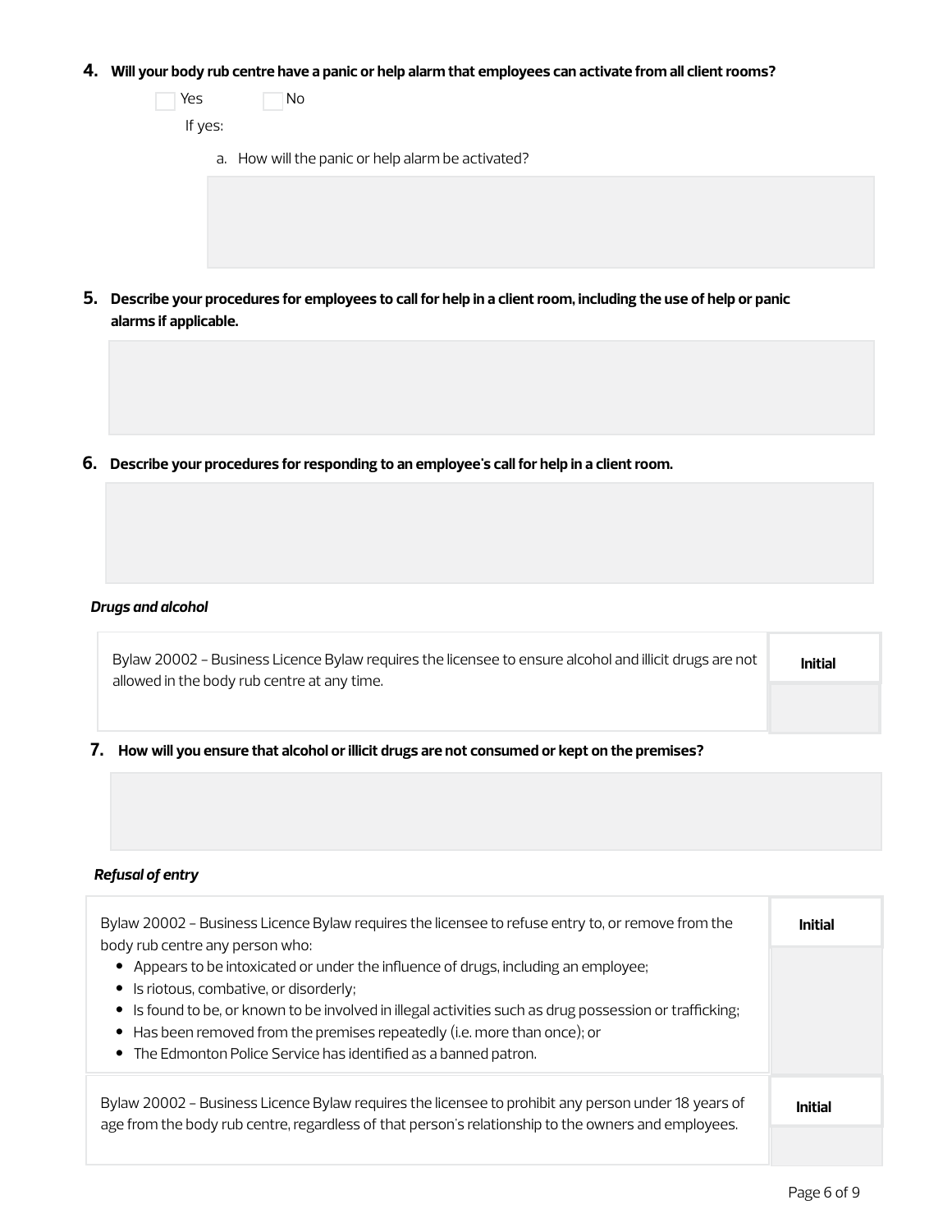**4. Will your body rub centre have a panic or help alarm that employees can activate from all client rooms?**

☐ Yes ☐ No

If yes:

a. How will the panic or help alarm be activated?

**5. Describe your procedures for employees to call for help in a client room, including the use of help or panic alarms if applicable.**

**6. Describe your procedures for responding to an employee's call for help in a client room.**

***Drugs and alcohol***

| | |
|---|---|
| Bylaw 20002 – Business Licence Bylaw requires the licensee to ensure alcohol and illicit drugs are not allowed in the body rub centre at any time. | **Initial** |

**7. How will you ensure that alcohol or illicit drugs are not consumed or kept on the premises?**

***Refusal of entry***

| | |
|---|---|
| Bylaw 20002 – Business Licence Bylaw requires the licensee to refuse entry to, or remove from the body rub centre any person who:<br>• Appears to be intoxicated or under the influence of drugs, including an employee;<br>• Is riotous, combative, or disorderly;<br>• Is found to be, or known to be involved in illegal activities such as drug possession or trafficking;<br>• Has been removed from the premises repeatedly (i.e. more than once); or<br>• The Edmonton Police Service has identified as a banned patron. | **Initial** |
| Bylaw 20002 – Business Licence Bylaw requires the licensee to prohibit any person under 18 years of age from the body rub centre, regardless of that person's relationship to the owners and employees. | **Initial** |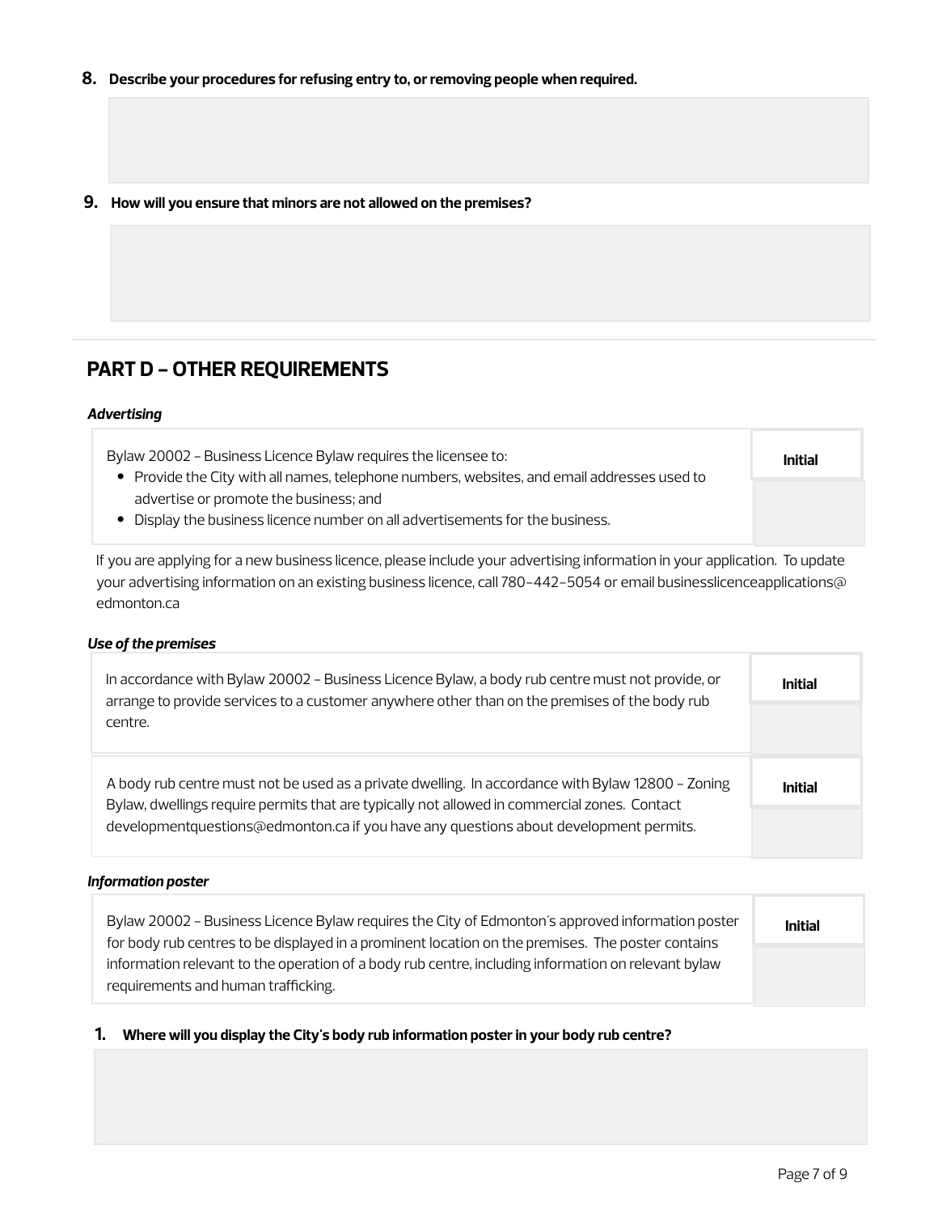**8. Describe your procedures for refusing entry to, or removing people when required.**

**9. How will you ensure that minors are not allowed on the premises?**

## PART D – OTHER REQUIREMENTS

***Advertising***

| | |
|---|---|
| Bylaw 20002 – Business Licence Bylaw requires the licensee to:<br>• Provide the City with all names, telephone numbers, websites, and email addresses used to advertise or promote the business; and<br>• Display the business licence number on all advertisements for the business. | **Initial** |

If you are applying for a new business licence, please include your advertising information in your application. To update your advertising information on an existing business licence, call 780-442-5054 or email businesslicenceapplications@edmonton.ca

***Use of the premises***

| | |
|---|---|
| In accordance with Bylaw 20002 – Business Licence Bylaw, a body rub centre must not provide, or arrange to provide services to a customer anywhere other than on the premises of the body rub centre. | **Initial** |
| A body rub centre must not be used as a private dwelling. In accordance with Bylaw 12800 – Zoning Bylaw, dwellings require permits that are typically not allowed in commercial zones. Contact developmentquestions@edmonton.ca if you have any questions about development permits. | **Initial** |

***Information poster***

| | |
|---|---|
| Bylaw 20002 – Business Licence Bylaw requires the City of Edmonton's approved information poster for body rub centres to be displayed in a prominent location on the premises. The poster contains information relevant to the operation of a body rub centre, including information on relevant bylaw requirements and human trafficking. | **Initial** |

**1. Where will you display the City's body rub information poster in your body rub centre?**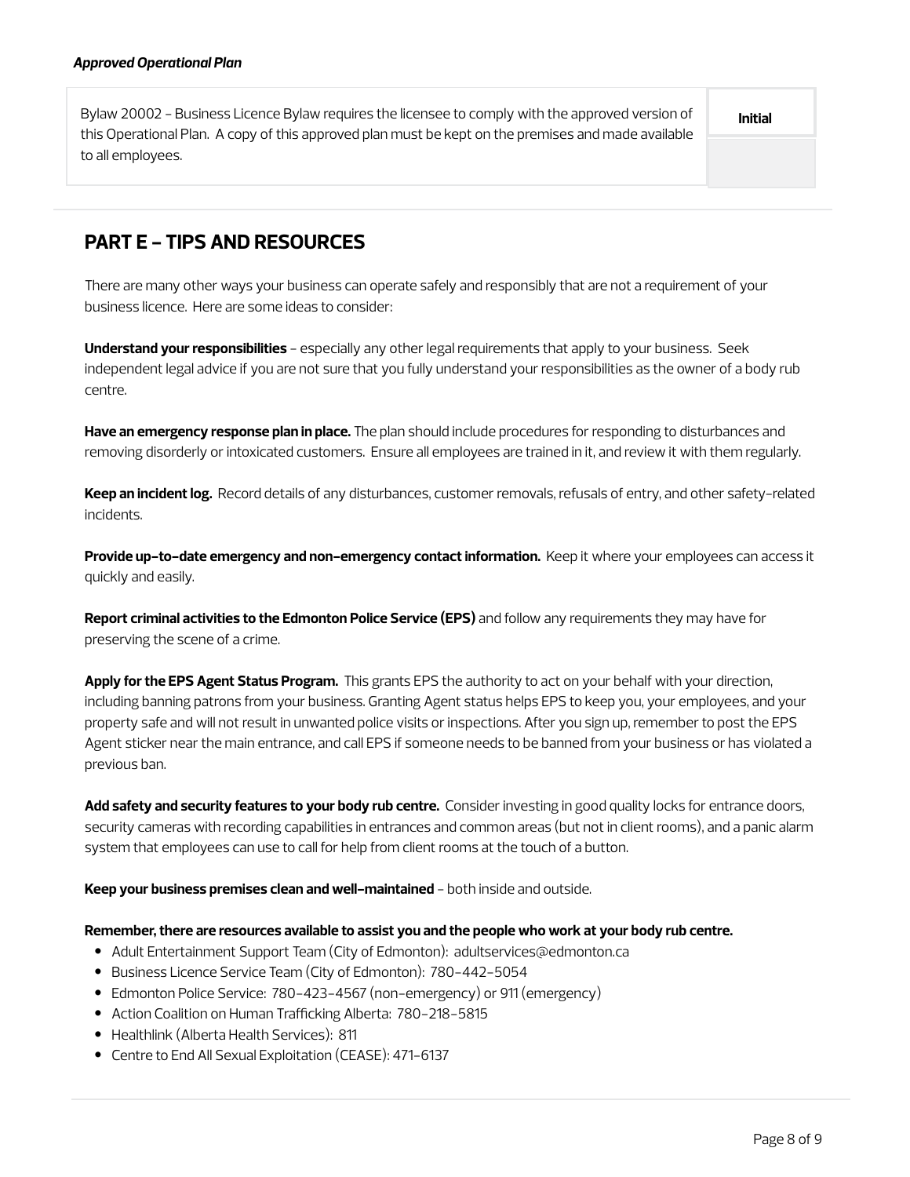***Approved Operational Plan***

| | |
|---|---|
| Bylaw 20002 - Business Licence Bylaw requires the licensee to comply with the approved version of this Operational Plan. A copy of this approved plan must be kept on the premises and made available to all employees. | **Initial** |
| | |

## PART E – TIPS AND RESOURCES

There are many other ways your business can operate safely and responsibly that are not a requirement of your business licence. Here are some ideas to consider:

**Understand your responsibilities** - especially any other legal requirements that apply to your business. Seek independent legal advice if you are not sure that you fully understand your responsibilities as the owner of a body rub centre.

**Have an emergency response plan in place.** The plan should include procedures for responding to disturbances and removing disorderly or intoxicated customers. Ensure all employees are trained in it, and review it with them regularly.

**Keep an incident log.** Record details of any disturbances, customer removals, refusals of entry, and other safety-related incidents.

**Provide up-to-date emergency and non-emergency contact information.** Keep it where your employees can access it quickly and easily.

**Report criminal activities to the Edmonton Police Service (EPS)** and follow any requirements they may have for preserving the scene of a crime.

**Apply for the EPS Agent Status Program.** This grants EPS the authority to act on your behalf with your direction, including banning patrons from your business. Granting Agent status helps EPS to keep you, your employees, and your property safe and will not result in unwanted police visits or inspections. After you sign up, remember to post the EPS Agent sticker near the main entrance, and call EPS if someone needs to be banned from your business or has violated a previous ban.

**Add safety and security features to your body rub centre.** Consider investing in good quality locks for entrance doors, security cameras with recording capabilities in entrances and common areas (but not in client rooms), and a panic alarm system that employees can use to call for help from client rooms at the touch of a button.

**Keep your business premises clean and well-maintained** - both inside and outside.

**Remember, there are resources available to assist you and the people who work at your body rub centre.**

- Adult Entertainment Support Team (City of Edmonton): adultservices@edmonton.ca
- Business Licence Service Team (City of Edmonton): 780-442-5054
- Edmonton Police Service: 780-423-4567 (non-emergency) or 911 (emergency)
- Action Coalition on Human Trafficking Alberta: 780-218-5815
- Healthlink (Alberta Health Services): 811
- Centre to End All Sexual Exploitation (CEASE): 471-6137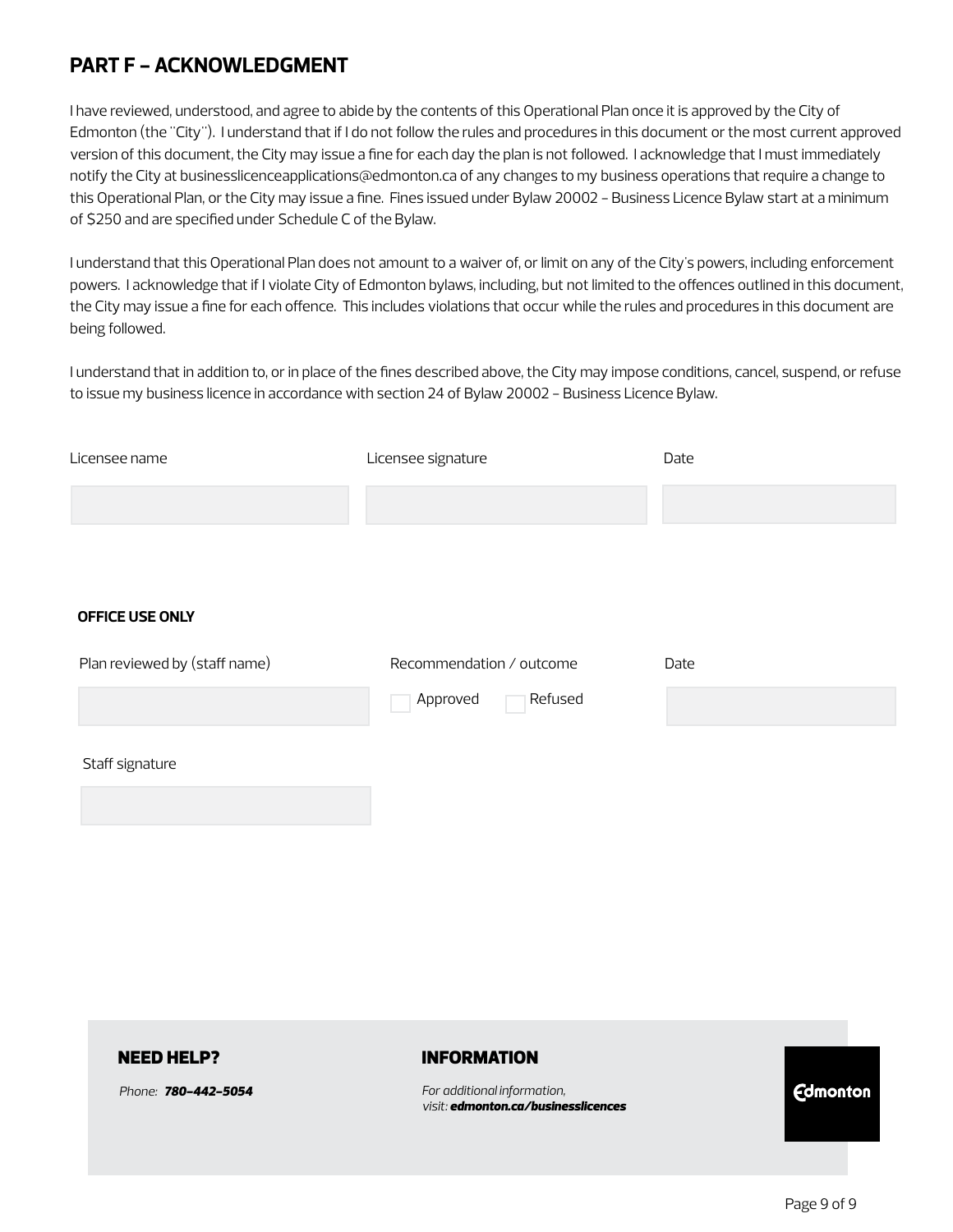## PART F – ACKNOWLEDGMENT

I have reviewed, understood, and agree to abide by the contents of this Operational Plan once it is approved by the City of Edmonton (the "City"). I understand that if I do not follow the rules and procedures in this document or the most current approved version of this document, the City may issue a fine for each day the plan is not followed. I acknowledge that I must immediately notify the City at businesslicenceapplications@edmonton.ca of any changes to my business operations that require a change to this Operational Plan, or the City may issue a fine. Fines issued under Bylaw 20002 – Business Licence Bylaw start at a minimum of $250 and are specified under Schedule C of the Bylaw.

I understand that this Operational Plan does not amount to a waiver of, or limit on any of the City's powers, including enforcement powers. I acknowledge that if I violate City of Edmonton bylaws, including, but not limited to the offences outlined in this document, the City may issue a fine for each offence. This includes violations that occur while the rules and procedures in this document are being followed.

I understand that in addition to, or in place of the fines described above, the City may impose conditions, cancel, suspend, or refuse to issue my business licence in accordance with section 24 of Bylaw 20002 – Business Licence Bylaw.

| Licensee name | Licensee signature | Date |
|---|---|---|
| | | |

**OFFICE USE ONLY**

| Plan reviewed by (staff name) | Recommendation / outcome | Date |
|---|---|---|
| | ☐ Approved ☐ Refused | |

Staff signature

| |
|---|
| |

**NEED HELP?**

*Phone:* ***780-442-5054***

**INFORMATION**

*For additional information, visit:* ***edmonton.ca/businesslicences***

Edmonton